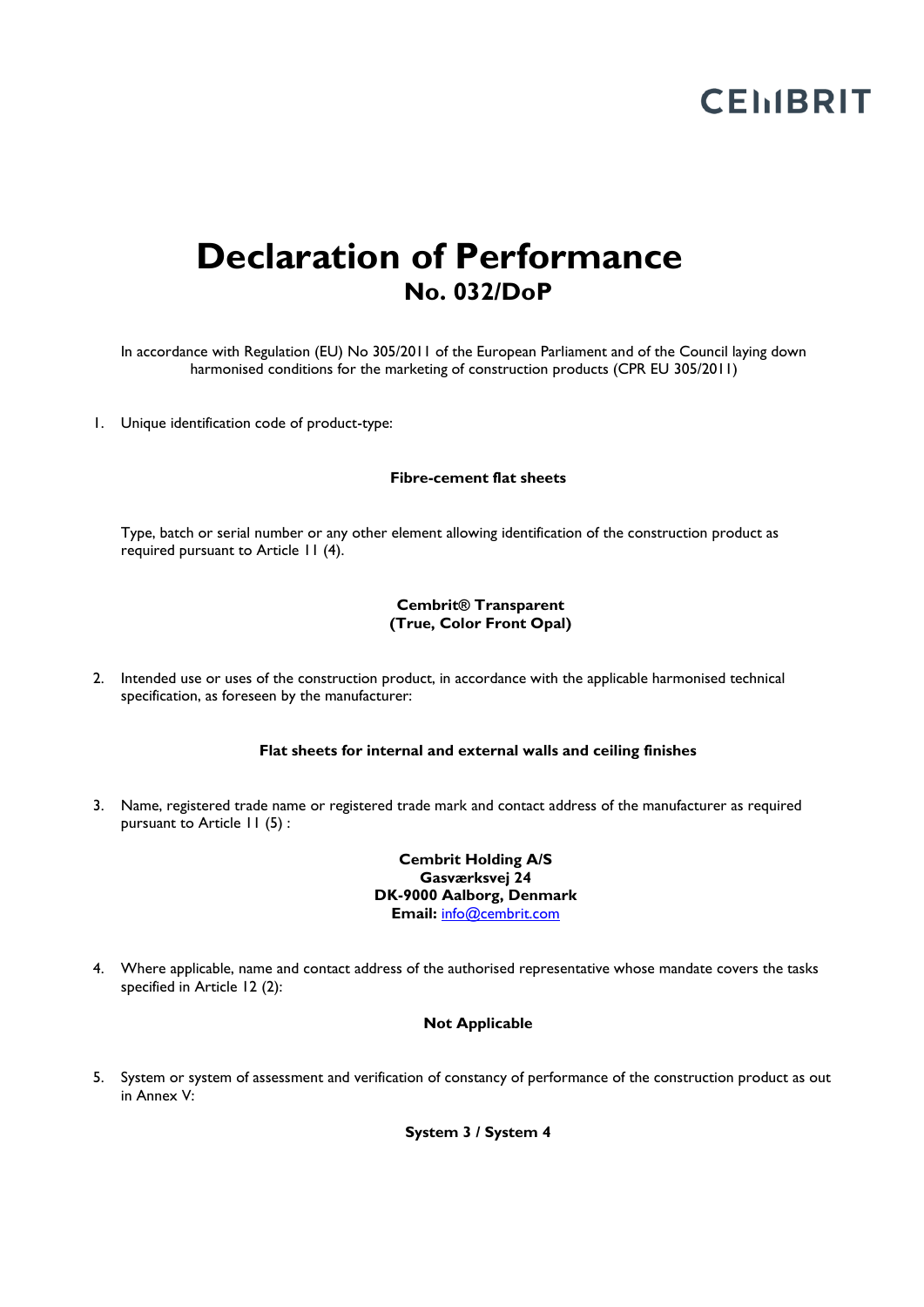CEMBRIT

# Declaration of Performance
## No. 032/DoP

In accordance with Regulation (EU) No 305/2011 of the European Parliament and of the Council laying down harmonised conditions for the marketing of construction products (CPR EU 305/2011)

1. Unique identification code of product-type:

   **Fibre-cement flat sheets**

   Type, batch or serial number or any other element allowing identification of the construction product as required pursuant to Article 11 (4).

   **Cembrit® Transparent**
   **(True, Color Front Opal)**

2. Intended use or uses of the construction product, in accordance with the applicable harmonised technical specification, as foreseen by the manufacturer:

   **Flat sheets for internal and external walls and ceiling finishes**

3. Name, registered trade name or registered trade mark and contact address of the manufacturer as required pursuant to Article 11 (5) :

   **Cembrit Holding A/S**
   **Gasværksvej 24**
   **DK-9000 Aalborg, Denmark**
   **Email:** info@cembrit.com

4. Where applicable, name and contact address of the authorised representative whose mandate covers the tasks specified in Article 12 (2):

   **Not Applicable**

5. System or system of assessment and verification of constancy of performance of the construction product as out in Annex V:

   **System 3 / System 4**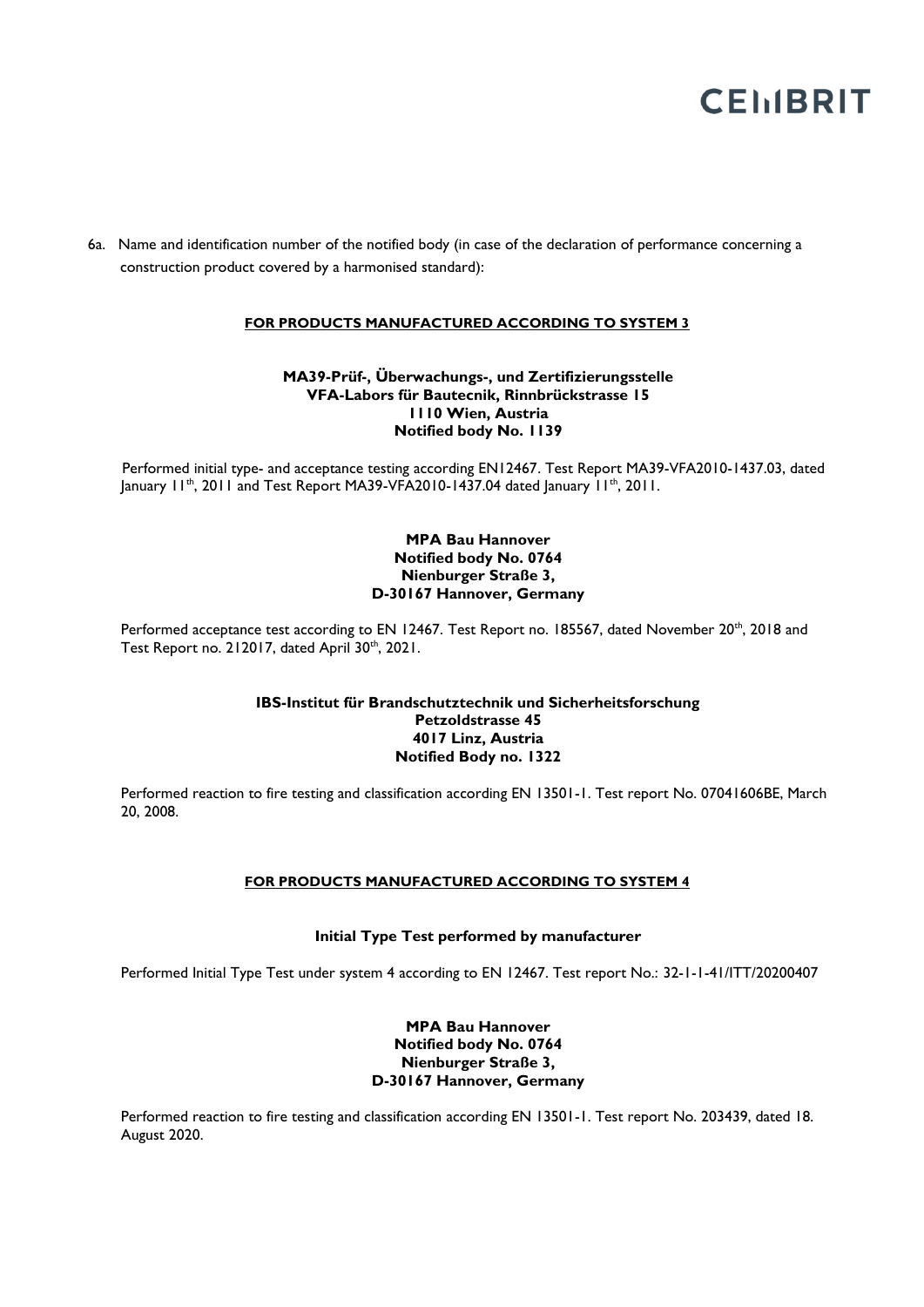6a. Name and identification number of the notified body (in case of the declaration of performance concerning a construction product covered by a harmonised standard):

**FOR PRODUCTS MANUFACTURED ACCORDING TO SYSTEM 3**

**MA39-Prüf-, Überwachungs-, und Zertifizierungsstelle**
**VFA-Labors für Bautecnik, Rinnbrückstrasse 15**
**1110 Wien, Austria**
**Notified body No. 1139**

Performed initial type- and acceptance testing according EN12467. Test Report MA39-VFA2010-1437.03, dated January 11th, 2011 and Test Report MA39-VFA2010-1437.04 dated January 11th, 2011.

**MPA Bau Hannover**
**Notified body No. 0764**
**Nienburger Straße 3,**
**D-30167 Hannover, Germany**

Performed acceptance test according to EN 12467. Test Report no. 185567, dated November 20th, 2018 and Test Report no. 212017, dated April 30th, 2021.

**IBS-Institut für Brandschutztechnik und Sicherheitsforschung**
**Petzoldstrasse 45**
**4017 Linz, Austria**
**Notified Body no. 1322**

Performed reaction to fire testing and classification according EN 13501-1. Test report No. 07041606BE, March 20, 2008.

**FOR PRODUCTS MANUFACTURED ACCORDING TO SYSTEM 4**

**Initial Type Test performed by manufacturer**

Performed Initial Type Test under system 4 according to EN 12467. Test report No.: 32-1-1-41/ITT/20200407

**MPA Bau Hannover**
**Notified body No. 0764**
**Nienburger Straße 3,**
**D-30167 Hannover, Germany**

Performed reaction to fire testing and classification according EN 13501-1. Test report No. 203439, dated 18. August 2020.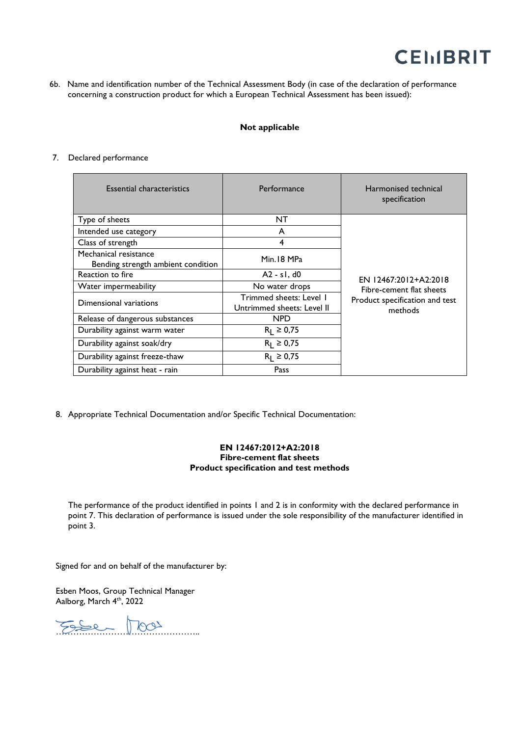6b. Name and identification number of the Technical Assessment Body (in case of the declaration of performance concerning a construction product for which a European Technical Assessment has been issued):

**Not applicable**

7. Declared performance

| Essential characteristics | Performance | Harmonised technical specification |
|---|---|---|
| Type of sheets | NT | EN 12467:2012+A2:2018 Fibre-cement flat sheets Product specification and test methods |
| Intended use category | A | |
| Class of strength | 4 | |
| Mechanical resistance<br>Bending strength ambient condition | Min.18 MPa | |
| Reaction to fire | A2 - s1, d0 | |
| Water impermeability | No water drops | |
| Dimensional variations | Trimmed sheets: Level I<br>Untrimmed sheets: Level II | |
| Release of dangerous substances | NPD | |
| Durability against warm water | $R_L \geq 0{,}75$ | |
| Durability against soak/dry | $R_L \geq 0{,}75$ | |
| Durability against freeze-thaw | $R_L \geq 0{,}75$ | |
| Durability against heat - rain | Pass | |

8. Appropriate Technical Documentation and/or Specific Technical Documentation:

**EN 12467:2012+A2:2018**
**Fibre-cement flat sheets**
**Product specification and test methods**

The performance of the product identified in points 1 and 2 is in conformity with the declared performance in point 7. This declaration of performance is issued under the sole responsibility of the manufacturer identified in point 3.

Signed for and on behalf of the manufacturer by:

Esben Moos, Group Technical Manager
Aalborg, March 4th, 2022

……………………………………………..